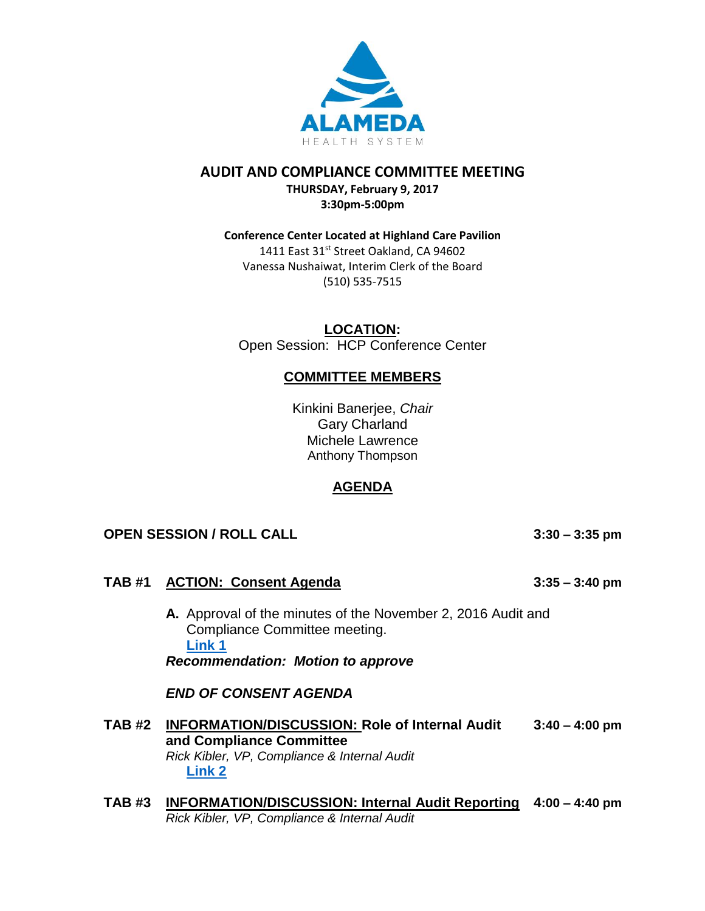ALAMEDA

HEALTH SYSTEM

# AUDIT AND COMPLIANCE COMMITTEE MEETING

**THURSDAY, February 9, 2017**
**3:30pm-5:00pm**

**Conference Center Located at Highland Care Pavilion**
1411 East 31st Street Oakland, CA 94602
Vanessa Nushaiwat, Interim Clerk of the Board
(510) 535-7515

**LOCATION:**
Open Session: HCP Conference Center

## COMMITTEE MEMBERS

Kinkini Banerjee, *Chair*
Gary Charland
Michele Lawrence
Anthony Thompson

## AGENDA

**OPEN SESSION / ROLL CALL** **3:30 – 3:35 pm**

**TAB #1 ACTION: Consent Agenda** **3:35 – 3:40 pm**

**A.** Approval of the minutes of the November 2, 2016 Audit and Compliance Committee meeting.
**Link 1**
***Recommendation: Motion to approve***

***END OF CONSENT AGENDA***

**TAB #2 INFORMATION/DISCUSSION: Role of Internal Audit and Compliance Committee** **3:40 – 4:00 pm**
*Rick Kibler, VP, Compliance & Internal Audit*
**Link 2**

**TAB #3 INFORMATION/DISCUSSION: Internal Audit Reporting** **4:00 – 4:40 pm**
*Rick Kibler, VP, Compliance & Internal Audit*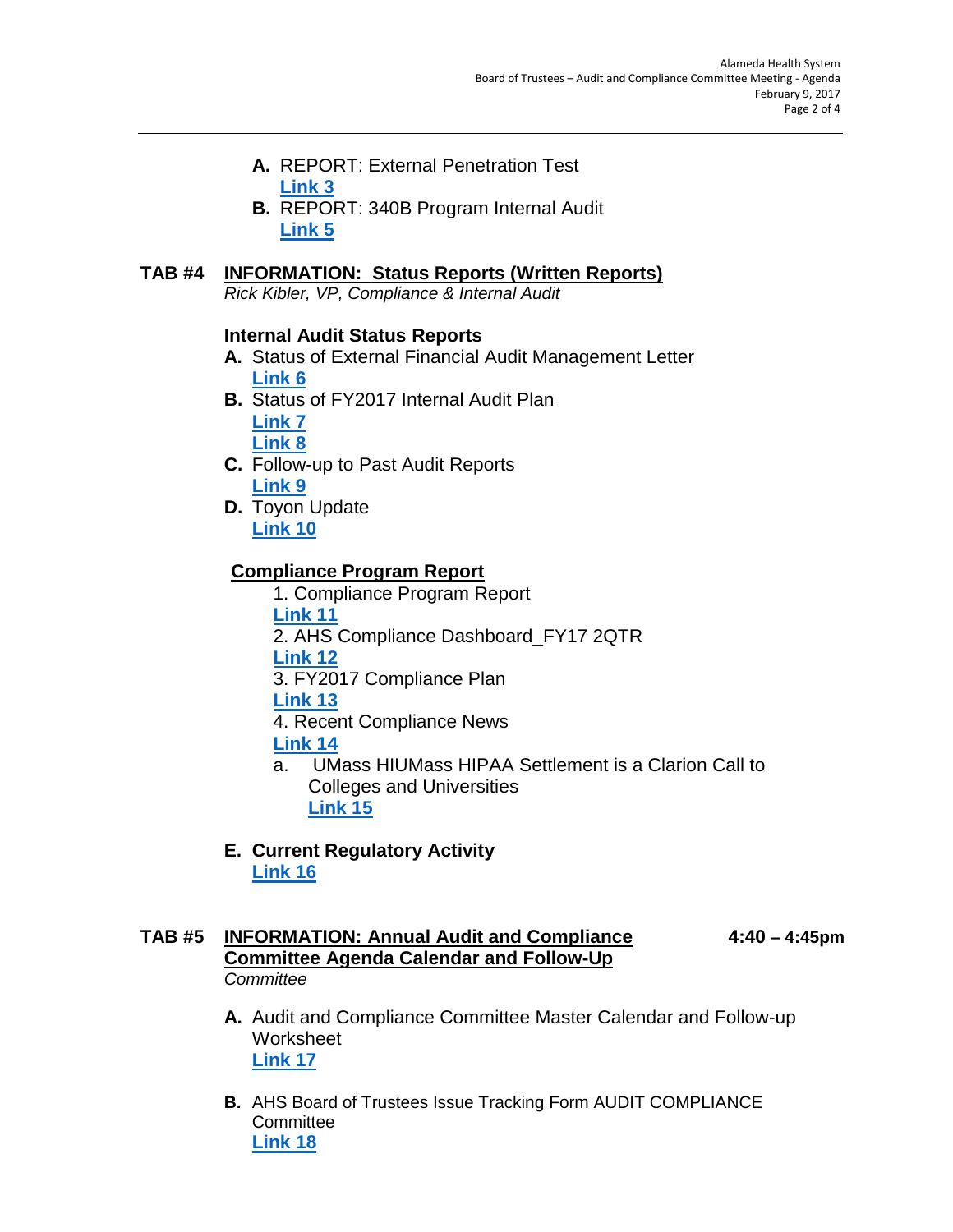**A.** REPORT: External Penetration Test
**Link 3**

**B.** REPORT: 340B Program Internal Audit
**Link 5**

## TAB #4 INFORMATION: Status Reports (Written Reports)

*Rick Kibler, VP, Compliance & Internal Audit*

### Internal Audit Status Reports

**A.** Status of External Financial Audit Management Letter
**Link 6**

**B.** Status of FY2017 Internal Audit Plan
**Link 7**
**Link 8**

**C.** Follow-up to Past Audit Reports
**Link 9**

**D.** Toyon Update
**Link 10**

### Compliance Program Report

1. Compliance Program Report
**Link 11**
2. AHS Compliance Dashboard_FY17 2QTR
**Link 12**
3. FY2017 Compliance Plan
**Link 13**
4. Recent Compliance News
**Link 14**
    a. UMass HIUMass HIPAA Settlement is a Clarion Call to Colleges and Universities
    **Link 15**

**E. Current Regulatory Activity**
**Link 16**

## TAB #5 INFORMATION: Annual Audit and Compliance Committee Agenda Calendar and Follow-Up — 4:40 – 4:45pm

*Committee*

**A.** Audit and Compliance Committee Master Calendar and Follow-up Worksheet
**Link 17**

**B.** AHS Board of Trustees Issue Tracking Form AUDIT COMPLIANCE Committee
**Link 18**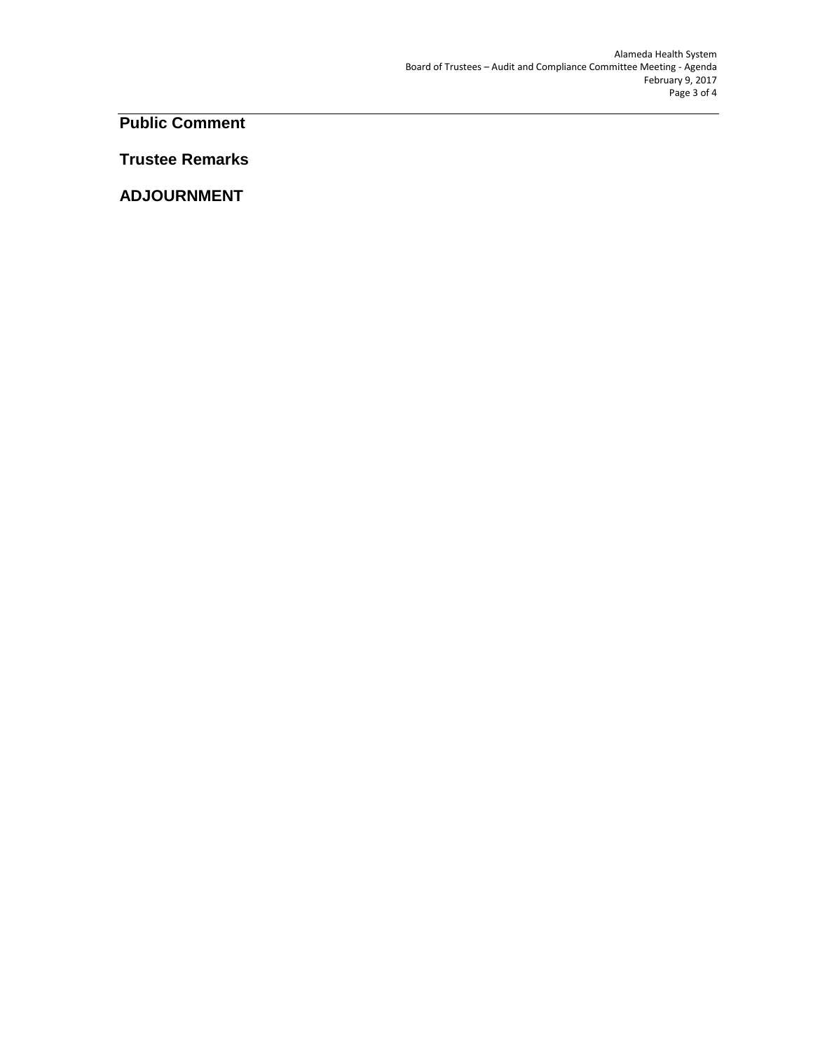## Public Comment

## Trustee Remarks

## ADJOURNMENT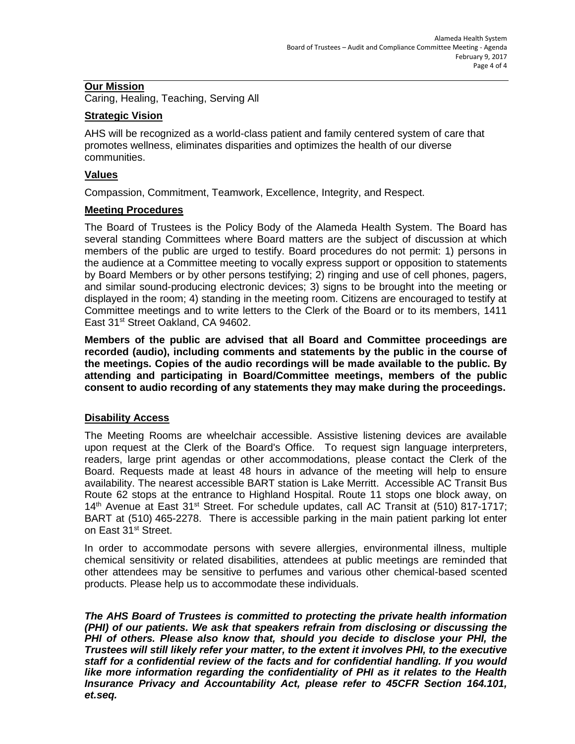## Our Mission

Caring, Healing, Teaching, Serving All

## Strategic Vision

AHS will be recognized as a world-class patient and family centered system of care that promotes wellness, eliminates disparities and optimizes the health of our diverse communities.

## Values

Compassion, Commitment, Teamwork, Excellence, Integrity, and Respect.

## Meeting Procedures

The Board of Trustees is the Policy Body of the Alameda Health System. The Board has several standing Committees where Board matters are the subject of discussion at which members of the public are urged to testify. Board procedures do not permit: 1) persons in the audience at a Committee meeting to vocally express support or opposition to statements by Board Members or by other persons testifying; 2) ringing and use of cell phones, pagers, and similar sound-producing electronic devices; 3) signs to be brought into the meeting or displayed in the room; 4) standing in the meeting room. Citizens are encouraged to testify at Committee meetings and to write letters to the Clerk of the Board or to its members, 1411 East 31st Street Oakland, CA 94602.

**Members of the public are advised that all Board and Committee proceedings are recorded (audio), including comments and statements by the public in the course of the meetings. Copies of the audio recordings will be made available to the public. By attending and participating in Board/Committee meetings, members of the public consent to audio recording of any statements they may make during the proceedings.**

## Disability Access

The Meeting Rooms are wheelchair accessible. Assistive listening devices are available upon request at the Clerk of the Board's Office. To request sign language interpreters, readers, large print agendas or other accommodations, please contact the Clerk of the Board. Requests made at least 48 hours in advance of the meeting will help to ensure availability. The nearest accessible BART station is Lake Merritt. Accessible AC Transit Bus Route 62 stops at the entrance to Highland Hospital. Route 11 stops one block away, on 14th Avenue at East 31st Street. For schedule updates, call AC Transit at (510) 817-1717; BART at (510) 465-2278. There is accessible parking in the main patient parking lot enter on East 31st Street.

In order to accommodate persons with severe allergies, environmental illness, multiple chemical sensitivity or related disabilities, attendees at public meetings are reminded that other attendees may be sensitive to perfumes and various other chemical-based scented products. Please help us to accommodate these individuals.

***The AHS Board of Trustees is committed to protecting the private health information (PHI) of our patients. We ask that speakers refrain from disclosing or discussing the PHI of others. Please also know that, should you decide to disclose your PHI, the Trustees will still likely refer your matter, to the extent it involves PHI, to the executive staff for a confidential review of the facts and for confidential handling. If you would like more information regarding the confidentiality of PHI as it relates to the Health Insurance Privacy and Accountability Act, please refer to 45CFR Section 164.101, et.seq.***